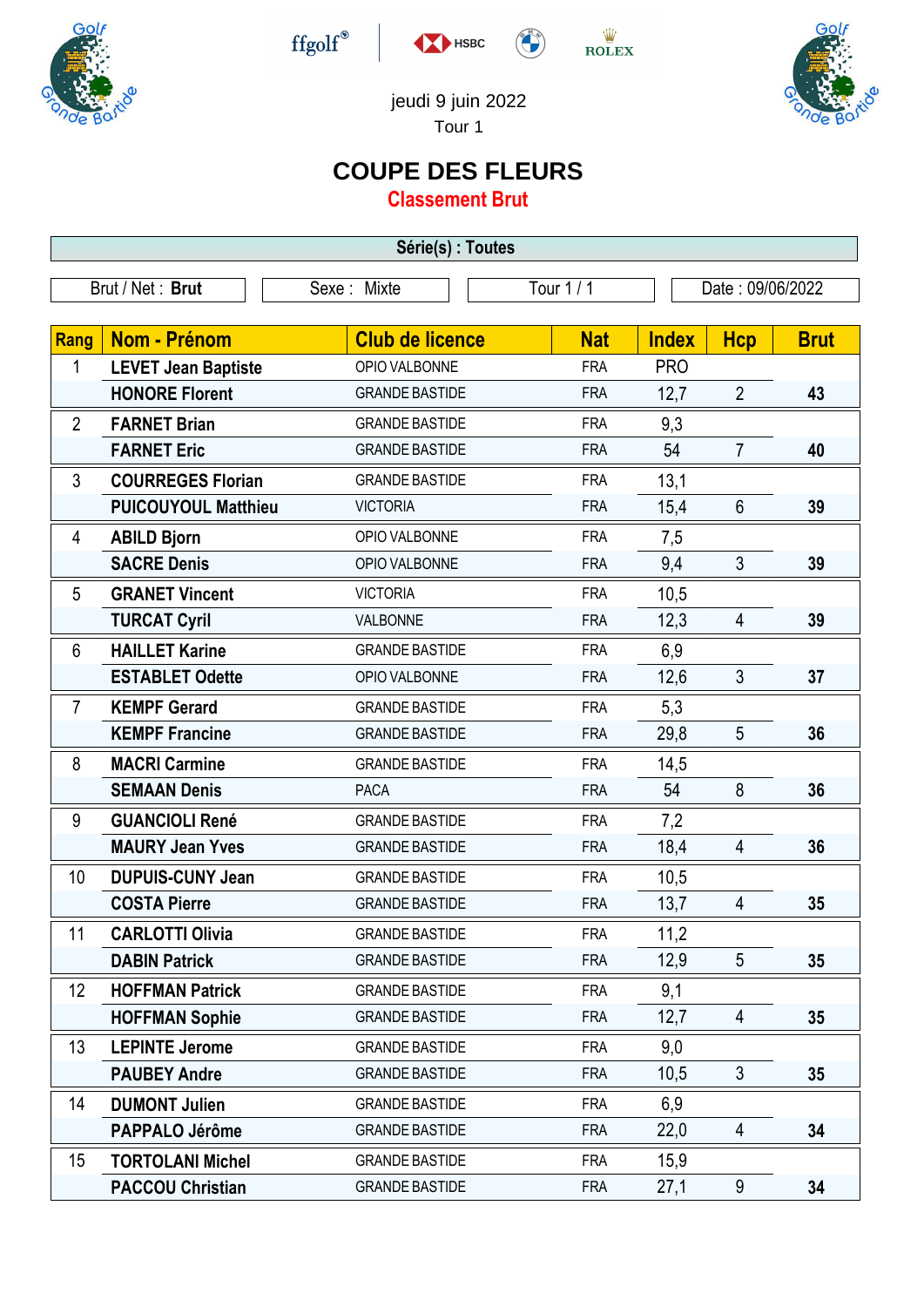jeudi 9 juin 2022

Tour 1

# COUPE DES FLEURS

## Classement Brut

**Série(s) : Toutes**

| Brut / Net : **Brut** | Sexe : Mixte | Tour 1 / 1 | Date : 09/06/2022 |
|---|---|---|---|

| Rang | Nom - Prénom | Club de licence | Nat | Index | Hcp | Brut |
|---|---|---|---|---|---|---|
| 1 | **LEVET Jean Baptiste** | OPIO VALBONNE | FRA | PRO | | |
| | **HONORE Florent** | GRANDE BASTIDE | FRA | 12,7 | 2 | **43** |
| 2 | **FARNET Brian** | GRANDE BASTIDE | FRA | 9,3 | | |
| | **FARNET Eric** | GRANDE BASTIDE | FRA | 54 | 7 | **40** |
| 3 | **COURREGES Florian** | GRANDE BASTIDE | FRA | 13,1 | | |
| | **PUICOUYOUL Matthieu** | VICTORIA | FRA | 15,4 | 6 | **39** |
| 4 | **ABILD Bjorn** | OPIO VALBONNE | FRA | 7,5 | | |
| | **SACRE Denis** | OPIO VALBONNE | FRA | 9,4 | 3 | **39** |
| 5 | **GRANET Vincent** | VICTORIA | FRA | 10,5 | | |
| | **TURCAT Cyril** | VALBONNE | FRA | 12,3 | 4 | **39** |
| 6 | **HAILLET Karine** | GRANDE BASTIDE | FRA | 6,9 | | |
| | **ESTABLET Odette** | OPIO VALBONNE | FRA | 12,6 | 3 | **37** |
| 7 | **KEMPF Gerard** | GRANDE BASTIDE | FRA | 5,3 | | |
| | **KEMPF Francine** | GRANDE BASTIDE | FRA | 29,8 | 5 | **36** |
| 8 | **MACRI Carmine** | GRANDE BASTIDE | FRA | 14,5 | | |
| | **SEMAAN Denis** | PACA | FRA | 54 | 8 | **36** |
| 9 | **GUANCIOLI René** | GRANDE BASTIDE | FRA | 7,2 | | |
| | **MAURY Jean Yves** | GRANDE BASTIDE | FRA | 18,4 | 4 | **36** |
| 10 | **DUPUIS-CUNY Jean** | GRANDE BASTIDE | FRA | 10,5 | | |
| | **COSTA Pierre** | GRANDE BASTIDE | FRA | 13,7 | 4 | **35** |
| 11 | **CARLOTTI Olivia** | GRANDE BASTIDE | FRA | 11,2 | | |
| | **DABIN Patrick** | GRANDE BASTIDE | FRA | 12,9 | 5 | **35** |
| 12 | **HOFFMAN Patrick** | GRANDE BASTIDE | FRA | 9,1 | | |
| | **HOFFMAN Sophie** | GRANDE BASTIDE | FRA | 12,7 | 4 | **35** |
| 13 | **LEPINTE Jerome** | GRANDE BASTIDE | FRA | 9,0 | | |
| | **PAUBEY Andre** | GRANDE BASTIDE | FRA | 10,5 | 3 | **35** |
| 14 | **DUMONT Julien** | GRANDE BASTIDE | FRA | 6,9 | | |
| | **PAPPALO Jérôme** | GRANDE BASTIDE | FRA | 22,0 | 4 | **34** |
| 15 | **TORTOLANI Michel** | GRANDE BASTIDE | FRA | 15,9 | | |
| | **PACCOU Christian** | GRANDE BASTIDE | FRA | 27,1 | 9 | **34** |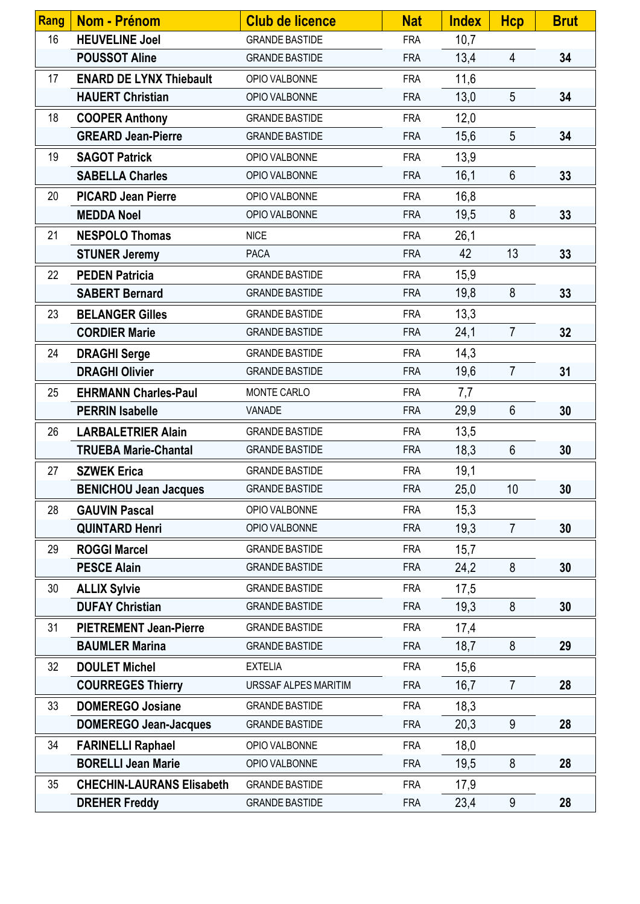| Rang | Nom - Prénom | Club de licence | Nat | Index | Hcp | Brut |
|---|---|---|---|---|---|---|
| 16 | **HEUVELINE Joel** | GRANDE BASTIDE | FRA | 10,7 | | |
| | **POUSSOT Aline** | GRANDE BASTIDE | FRA | 13,4 | 4 | **34** |
| 17 | **ENARD DE LYNX Thiebault** | OPIO VALBONNE | FRA | 11,6 | | |
| | **HAUERT Christian** | OPIO VALBONNE | FRA | 13,0 | 5 | **34** |
| 18 | **COOPER Anthony** | GRANDE BASTIDE | FRA | 12,0 | | |
| | **GREARD Jean-Pierre** | GRANDE BASTIDE | FRA | 15,6 | 5 | **34** |
| 19 | **SAGOT Patrick** | OPIO VALBONNE | FRA | 13,9 | | |
| | **SABELLA Charles** | OPIO VALBONNE | FRA | 16,1 | 6 | **33** |
| 20 | **PICARD Jean Pierre** | OPIO VALBONNE | FRA | 16,8 | | |
| | **MEDDA Noel** | OPIO VALBONNE | FRA | 19,5 | 8 | **33** |
| 21 | **NESPOLO Thomas** | NICE | FRA | 26,1 | | |
| | **STUNER Jeremy** | PACA | FRA | 42 | 13 | **33** |
| 22 | **PEDEN Patricia** | GRANDE BASTIDE | FRA | 15,9 | | |
| | **SABERT Bernard** | GRANDE BASTIDE | FRA | 19,8 | 8 | **33** |
| 23 | **BELANGER Gilles** | GRANDE BASTIDE | FRA | 13,3 | | |
| | **CORDIER Marie** | GRANDE BASTIDE | FRA | 24,1 | 7 | **32** |
| 24 | **DRAGHI Serge** | GRANDE BASTIDE | FRA | 14,3 | | |
| | **DRAGHI Olivier** | GRANDE BASTIDE | FRA | 19,6 | 7 | **31** |
| 25 | **EHRMANN Charles-Paul** | MONTE CARLO | FRA | 7,7 | | |
| | **PERRIN Isabelle** | VANADE | FRA | 29,9 | 6 | **30** |
| 26 | **LARBALETRIER Alain** | GRANDE BASTIDE | FRA | 13,5 | | |
| | **TRUEBA Marie-Chantal** | GRANDE BASTIDE | FRA | 18,3 | 6 | **30** |
| 27 | **SZWEK Erica** | GRANDE BASTIDE | FRA | 19,1 | | |
| | **BENICHOU Jean Jacques** | GRANDE BASTIDE | FRA | 25,0 | 10 | **30** |
| 28 | **GAUVIN Pascal** | OPIO VALBONNE | FRA | 15,3 | | |
| | **QUINTARD Henri** | OPIO VALBONNE | FRA | 19,3 | 7 | **30** |
| 29 | **ROGGI Marcel** | GRANDE BASTIDE | FRA | 15,7 | | |
| | **PESCE Alain** | GRANDE BASTIDE | FRA | 24,2 | 8 | **30** |
| 30 | **ALLIX Sylvie** | GRANDE BASTIDE | FRA | 17,5 | | |
| | **DUFAY Christian** | GRANDE BASTIDE | FRA | 19,3 | 8 | **30** |
| 31 | **PIETREMENT Jean-Pierre** | GRANDE BASTIDE | FRA | 17,4 | | |
| | **BAUMLER Marina** | GRANDE BASTIDE | FRA | 18,7 | 8 | **29** |
| 32 | **DOULET Michel** | EXTELIA | FRA | 15,6 | | |
| | **COURREGES Thierry** | URSSAF ALPES MARITIM | FRA | 16,7 | 7 | **28** |
| 33 | **DOMEREGO Josiane** | GRANDE BASTIDE | FRA | 18,3 | | |
| | **DOMEREGO Jean-Jacques** | GRANDE BASTIDE | FRA | 20,3 | 9 | **28** |
| 34 | **FARINELLI Raphael** | OPIO VALBONNE | FRA | 18,0 | | |
| | **BORELLI Jean Marie** | OPIO VALBONNE | FRA | 19,5 | 8 | **28** |
| 35 | **CHECHIN-LAURANS Elisabeth** | GRANDE BASTIDE | FRA | 17,9 | | |
| | **DREHER Freddy** | GRANDE BASTIDE | FRA | 23,4 | 9 | **28** |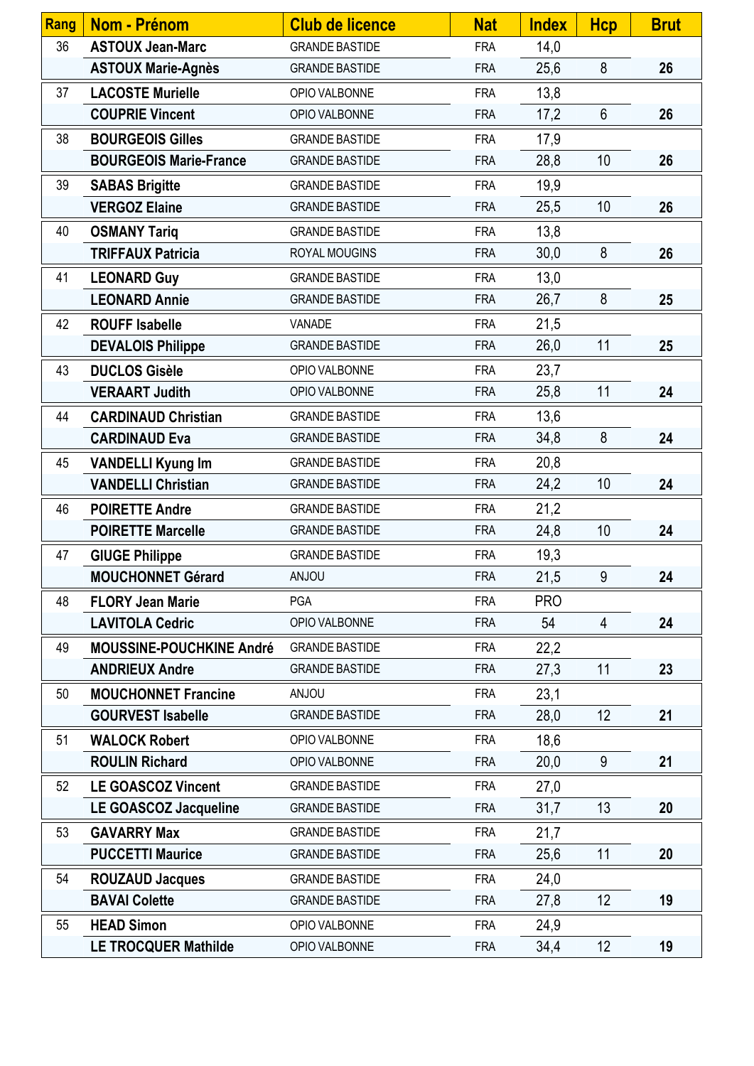| Rang | Nom - Prénom | Club de licence | Nat | Index | Hcp | Brut |
|---|---|---|---|---|---|---|
| 36 | **ASTOUX Jean-Marc** | GRANDE BASTIDE | FRA | 14,0 | | |
| | **ASTOUX Marie-Agnès** | GRANDE BASTIDE | FRA | 25,6 | 8 | **26** |
| 37 | **LACOSTE Murielle** | OPIO VALBONNE | FRA | 13,8 | | |
| | **COUPRIE Vincent** | OPIO VALBONNE | FRA | 17,2 | 6 | **26** |
| 38 | **BOURGEOIS Gilles** | GRANDE BASTIDE | FRA | 17,9 | | |
| | **BOURGEOIS Marie-France** | GRANDE BASTIDE | FRA | 28,8 | 10 | **26** |
| 39 | **SABAS Brigitte** | GRANDE BASTIDE | FRA | 19,9 | | |
| | **VERGOZ Elaine** | GRANDE BASTIDE | FRA | 25,5 | 10 | **26** |
| 40 | **OSMANY Tariq** | GRANDE BASTIDE | FRA | 13,8 | | |
| | **TRIFFAUX Patricia** | ROYAL MOUGINS | FRA | 30,0 | 8 | **26** |
| 41 | **LEONARD Guy** | GRANDE BASTIDE | FRA | 13,0 | | |
| | **LEONARD Annie** | GRANDE BASTIDE | FRA | 26,7 | 8 | **25** |
| 42 | **ROUFF Isabelle** | VANADE | FRA | 21,5 | | |
| | **DEVALOIS Philippe** | GRANDE BASTIDE | FRA | 26,0 | 11 | **25** |
| 43 | **DUCLOS Gisèle** | OPIO VALBONNE | FRA | 23,7 | | |
| | **VERAART Judith** | OPIO VALBONNE | FRA | 25,8 | 11 | **24** |
| 44 | **CARDINAUD Christian** | GRANDE BASTIDE | FRA | 13,6 | | |
| | **CARDINAUD Eva** | GRANDE BASTIDE | FRA | 34,8 | 8 | **24** |
| 45 | **VANDELLI Kyung Im** | GRANDE BASTIDE | FRA | 20,8 | | |
| | **VANDELLI Christian** | GRANDE BASTIDE | FRA | 24,2 | 10 | **24** |
| 46 | **POIRETTE Andre** | GRANDE BASTIDE | FRA | 21,2 | | |
| | **POIRETTE Marcelle** | GRANDE BASTIDE | FRA | 24,8 | 10 | **24** |
| 47 | **GIUGE Philippe** | GRANDE BASTIDE | FRA | 19,3 | | |
| | **MOUCHONNET Gérard** | ANJOU | FRA | 21,5 | 9 | **24** |
| 48 | **FLORY Jean Marie** | PGA | FRA | PRO | | |
| | **LAVITOLA Cedric** | OPIO VALBONNE | FRA | 54 | 4 | **24** |
| 49 | **MOUSSINE-POUCHKINE André** | GRANDE BASTIDE | FRA | 22,2 | | |
| | **ANDRIEUX Andre** | GRANDE BASTIDE | FRA | 27,3 | 11 | **23** |
| 50 | **MOUCHONNET Francine** | ANJOU | FRA | 23,1 | | |
| | **GOURVEST Isabelle** | GRANDE BASTIDE | FRA | 28,0 | 12 | **21** |
| 51 | **WALOCK Robert** | OPIO VALBONNE | FRA | 18,6 | | |
| | **ROULIN Richard** | OPIO VALBONNE | FRA | 20,0 | 9 | **21** |
| 52 | **LE GOASCOZ Vincent** | GRANDE BASTIDE | FRA | 27,0 | | |
| | **LE GOASCOZ Jacqueline** | GRANDE BASTIDE | FRA | 31,7 | 13 | **20** |
| 53 | **GAVARRY Max** | GRANDE BASTIDE | FRA | 21,7 | | |
| | **PUCCETTI Maurice** | GRANDE BASTIDE | FRA | 25,6 | 11 | **20** |
| 54 | **ROUZAUD Jacques** | GRANDE BASTIDE | FRA | 24,0 | | |
| | **BAVAI Colette** | GRANDE BASTIDE | FRA | 27,8 | 12 | **19** |
| 55 | **HEAD Simon** | OPIO VALBONNE | FRA | 24,9 | | |
| | **LE TROCQUER Mathilde** | OPIO VALBONNE | FRA | 34,4 | 12 | **19** |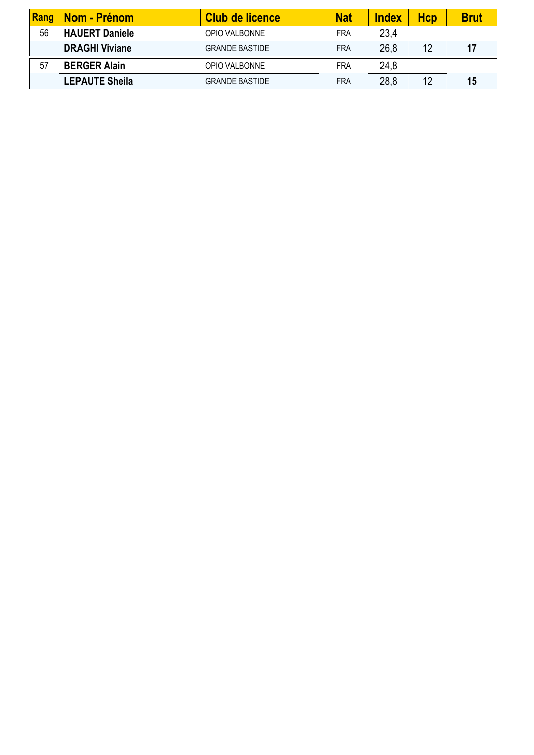| Rang | Nom - Prénom | Club de licence | Nat | Index | Hcp | Brut |
|---|---|---|---|---|---|---|
| 56 | **HAUERT Daniele** | OPIO VALBONNE | FRA | 23,4 | | |
| | **DRAGHI Viviane** | GRANDE BASTIDE | FRA | 26,8 | 12 | **17** |
| 57 | **BERGER Alain** | OPIO VALBONNE | FRA | 24,8 | | |
| | **LEPAUTE Sheila** | GRANDE BASTIDE | FRA | 28,8 | 12 | **15** |